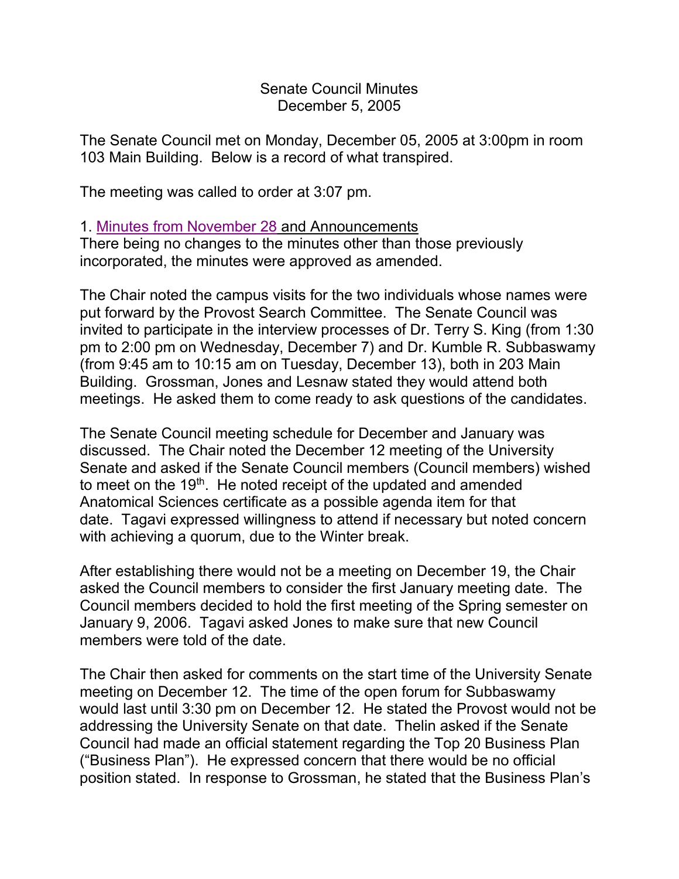Senate Council Minutes
December 5, 2005

The Senate Council met on Monday, December 05, 2005 at 3:00pm in room 103 Main Building. Below is a record of what transpired.

The meeting was called to order at 3:07 pm.

1. Minutes from November 28 and Announcements
There being no changes to the minutes other than those previously incorporated, the minutes were approved as amended.

The Chair noted the campus visits for the two individuals whose names were put forward by the Provost Search Committee. The Senate Council was invited to participate in the interview processes of Dr. Terry S. King (from 1:30 pm to 2:00 pm on Wednesday, December 7) and Dr. Kumble R. Subbaswamy (from 9:45 am to 10:15 am on Tuesday, December 13), both in 203 Main Building. Grossman, Jones and Lesnaw stated they would attend both meetings. He asked them to come ready to ask questions of the candidates.

The Senate Council meeting schedule for December and January was discussed. The Chair noted the December 12 meeting of the University Senate and asked if the Senate Council members (Council members) wished to meet on the 19th. He noted receipt of the updated and amended Anatomical Sciences certificate as a possible agenda item for that date. Tagavi expressed willingness to attend if necessary but noted concern with achieving a quorum, due to the Winter break.

After establishing there would not be a meeting on December 19, the Chair asked the Council members to consider the first January meeting date. The Council members decided to hold the first meeting of the Spring semester on January 9, 2006. Tagavi asked Jones to make sure that new Council members were told of the date.

The Chair then asked for comments on the start time of the University Senate meeting on December 12. The time of the open forum for Subbaswamy would last until 3:30 pm on December 12. He stated the Provost would not be addressing the University Senate on that date. Thelin asked if the Senate Council had made an official statement regarding the Top 20 Business Plan ("Business Plan"). He expressed concern that there would be no official position stated. In response to Grossman, he stated that the Business Plan's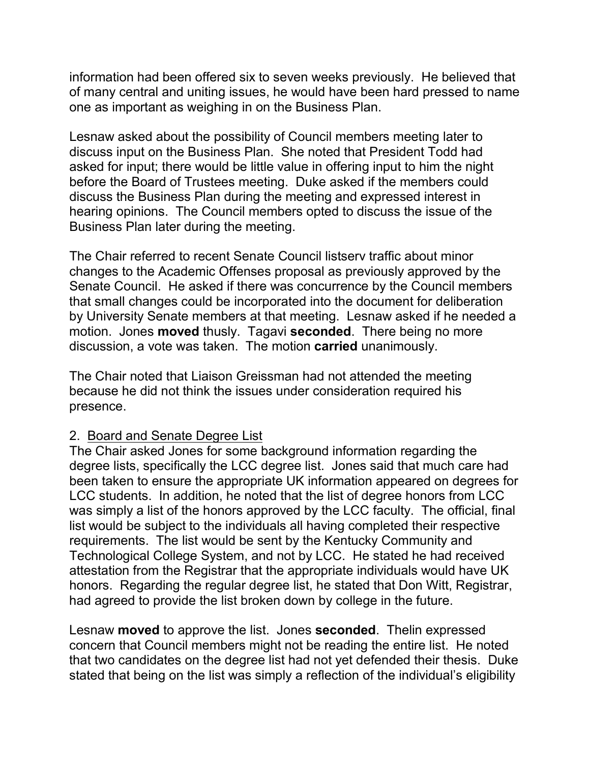information had been offered six to seven weeks previously. He believed that of many central and uniting issues, he would have been hard pressed to name one as important as weighing in on the Business Plan.

Lesnaw asked about the possibility of Council members meeting later to discuss input on the Business Plan. She noted that President Todd had asked for input; there would be little value in offering input to him the night before the Board of Trustees meeting. Duke asked if the members could discuss the Business Plan during the meeting and expressed interest in hearing opinions. The Council members opted to discuss the issue of the Business Plan later during the meeting.

The Chair referred to recent Senate Council listserv traffic about minor changes to the Academic Offenses proposal as previously approved by the Senate Council. He asked if there was concurrence by the Council members that small changes could be incorporated into the document for deliberation by University Senate members at that meeting. Lesnaw asked if he needed a motion. Jones **moved** thusly. Tagavi **seconded**. There being no more discussion, a vote was taken. The motion **carried** unanimously.

The Chair noted that Liaison Greissman had not attended the meeting because he did not think the issues under consideration required his presence.

2. <u>Board and Senate Degree List</u>

The Chair asked Jones for some background information regarding the degree lists, specifically the LCC degree list. Jones said that much care had been taken to ensure the appropriate UK information appeared on degrees for LCC students. In addition, he noted that the list of degree honors from LCC was simply a list of the honors approved by the LCC faculty. The official, final list would be subject to the individuals all having completed their respective requirements. The list would be sent by the Kentucky Community and Technological College System, and not by LCC. He stated he had received attestation from the Registrar that the appropriate individuals would have UK honors. Regarding the regular degree list, he stated that Don Witt, Registrar, had agreed to provide the list broken down by college in the future.

Lesnaw **moved** to approve the list. Jones **seconded**. Thelin expressed concern that Council members might not be reading the entire list. He noted that two candidates on the degree list had not yet defended their thesis. Duke stated that being on the list was simply a reflection of the individual's eligibility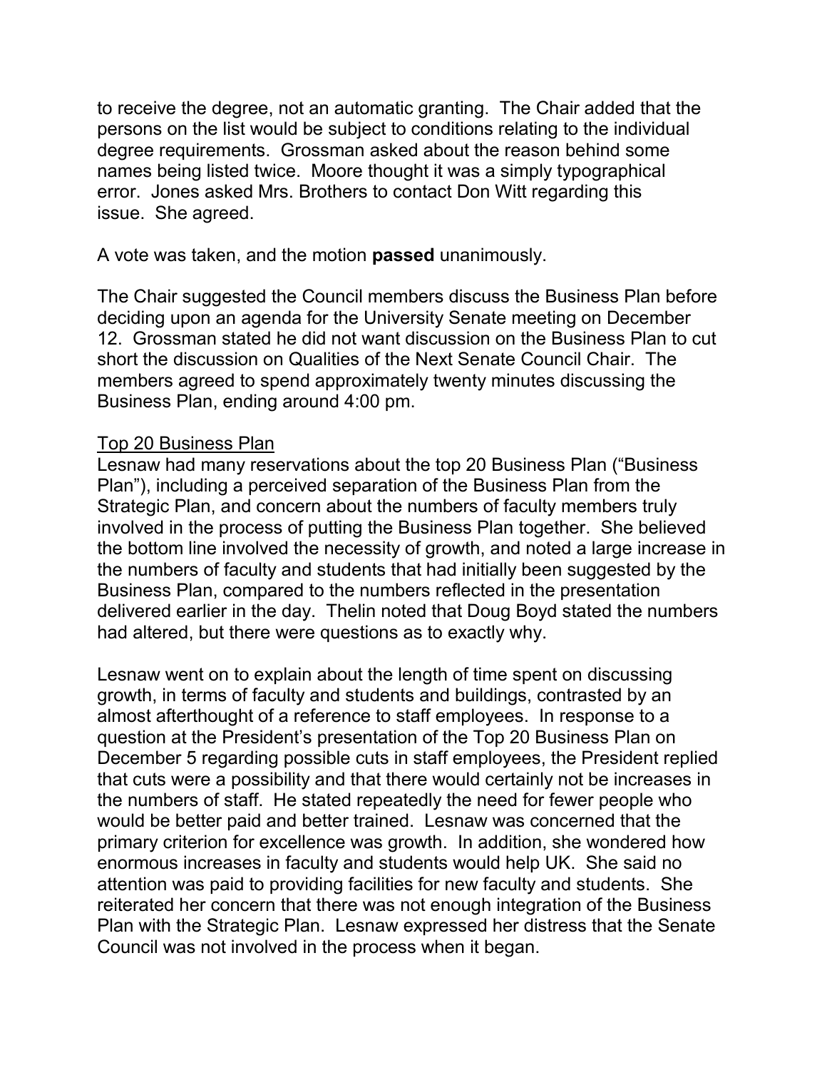to receive the degree, not an automatic granting. The Chair added that the persons on the list would be subject to conditions relating to the individual degree requirements. Grossman asked about the reason behind some names being listed twice. Moore thought it was a simply typographical error. Jones asked Mrs. Brothers to contact Don Witt regarding this issue. She agreed.

A vote was taken, and the motion **passed** unanimously.

The Chair suggested the Council members discuss the Business Plan before deciding upon an agenda for the University Senate meeting on December 12. Grossman stated he did not want discussion on the Business Plan to cut short the discussion on Qualities of the Next Senate Council Chair. The members agreed to spend approximately twenty minutes discussing the Business Plan, ending around 4:00 pm.

<u>Top 20 Business Plan</u>

Lesnaw had many reservations about the top 20 Business Plan ("Business Plan"), including a perceived separation of the Business Plan from the Strategic Plan, and concern about the numbers of faculty members truly involved in the process of putting the Business Plan together. She believed the bottom line involved the necessity of growth, and noted a large increase in the numbers of faculty and students that had initially been suggested by the Business Plan, compared to the numbers reflected in the presentation delivered earlier in the day. Thelin noted that Doug Boyd stated the numbers had altered, but there were questions as to exactly why.

Lesnaw went on to explain about the length of time spent on discussing growth, in terms of faculty and students and buildings, contrasted by an almost afterthought of a reference to staff employees. In response to a question at the President's presentation of the Top 20 Business Plan on December 5 regarding possible cuts in staff employees, the President replied that cuts were a possibility and that there would certainly not be increases in the numbers of staff. He stated repeatedly the need for fewer people who would be better paid and better trained. Lesnaw was concerned that the primary criterion for excellence was growth. In addition, she wondered how enormous increases in faculty and students would help UK. She said no attention was paid to providing facilities for new faculty and students. She reiterated her concern that there was not enough integration of the Business Plan with the Strategic Plan. Lesnaw expressed her distress that the Senate Council was not involved in the process when it began.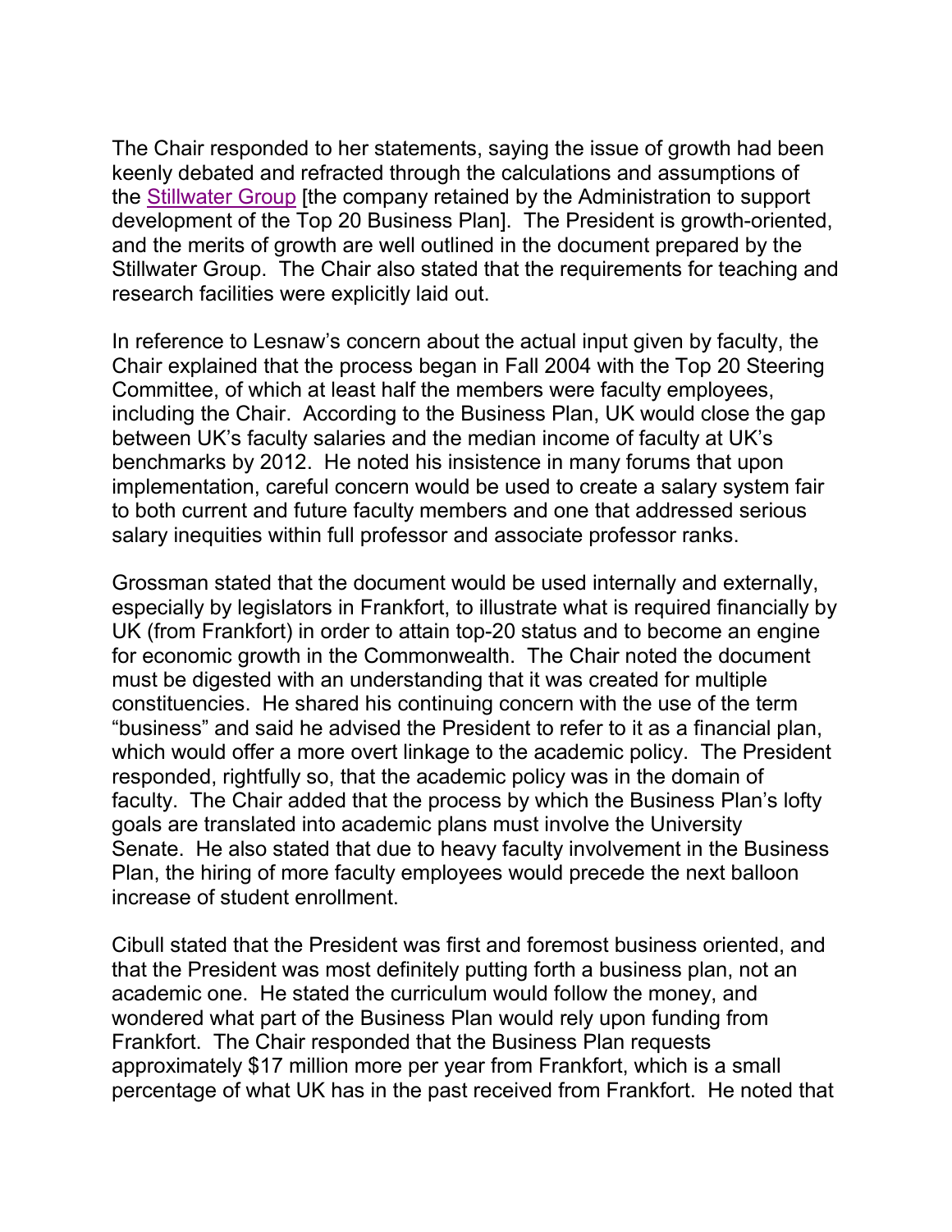The Chair responded to her statements, saying the issue of growth had been keenly debated and refracted through the calculations and assumptions of the [Stillwater Group] [the company retained by the Administration to support development of the Top 20 Business Plan]. The President is growth-oriented, and the merits of growth are well outlined in the document prepared by the Stillwater Group. The Chair also stated that the requirements for teaching and research facilities were explicitly laid out.

In reference to Lesnaw's concern about the actual input given by faculty, the Chair explained that the process began in Fall 2004 with the Top 20 Steering Committee, of which at least half the members were faculty employees, including the Chair. According to the Business Plan, UK would close the gap between UK's faculty salaries and the median income of faculty at UK's benchmarks by 2012. He noted his insistence in many forums that upon implementation, careful concern would be used to create a salary system fair to both current and future faculty members and one that addressed serious salary inequities within full professor and associate professor ranks.

Grossman stated that the document would be used internally and externally, especially by legislators in Frankfort, to illustrate what is required financially by UK (from Frankfort) in order to attain top-20 status and to become an engine for economic growth in the Commonwealth. The Chair noted the document must be digested with an understanding that it was created for multiple constituencies. He shared his continuing concern with the use of the term "business" and said he advised the President to refer to it as a financial plan, which would offer a more overt linkage to the academic policy. The President responded, rightfully so, that the academic policy was in the domain of faculty. The Chair added that the process by which the Business Plan's lofty goals are translated into academic plans must involve the University Senate. He also stated that due to heavy faculty involvement in the Business Plan, the hiring of more faculty employees would precede the next balloon increase of student enrollment.

Cibull stated that the President was first and foremost business oriented, and that the President was most definitely putting forth a business plan, not an academic one. He stated the curriculum would follow the money, and wondered what part of the Business Plan would rely upon funding from Frankfort. The Chair responded that the Business Plan requests approximately $17 million more per year from Frankfort, which is a small percentage of what UK has in the past received from Frankfort. He noted that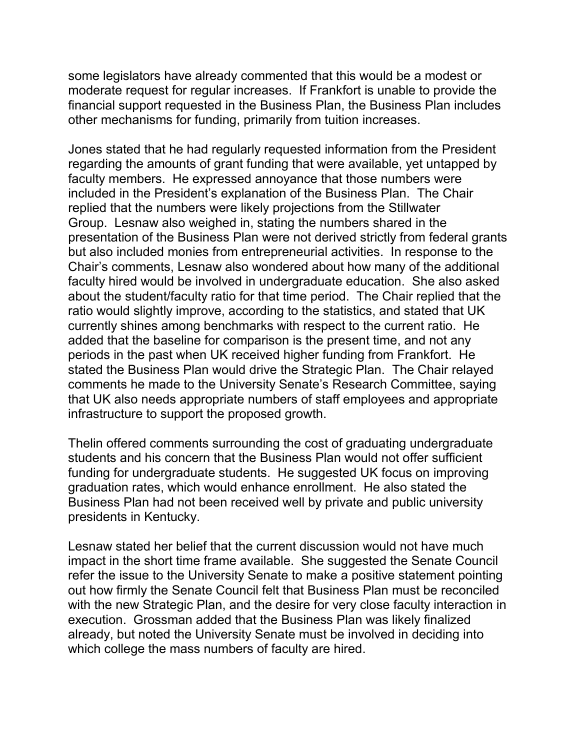some legislators have already commented that this would be a modest or moderate request for regular increases. If Frankfort is unable to provide the financial support requested in the Business Plan, the Business Plan includes other mechanisms for funding, primarily from tuition increases.

Jones stated that he had regularly requested information from the President regarding the amounts of grant funding that were available, yet untapped by faculty members. He expressed annoyance that those numbers were included in the President's explanation of the Business Plan. The Chair replied that the numbers were likely projections from the Stillwater Group. Lesnaw also weighed in, stating the numbers shared in the presentation of the Business Plan were not derived strictly from federal grants but also included monies from entrepreneurial activities. In response to the Chair's comments, Lesnaw also wondered about how many of the additional faculty hired would be involved in undergraduate education. She also asked about the student/faculty ratio for that time period. The Chair replied that the ratio would slightly improve, according to the statistics, and stated that UK currently shines among benchmarks with respect to the current ratio. He added that the baseline for comparison is the present time, and not any periods in the past when UK received higher funding from Frankfort. He stated the Business Plan would drive the Strategic Plan. The Chair relayed comments he made to the University Senate's Research Committee, saying that UK also needs appropriate numbers of staff employees and appropriate infrastructure to support the proposed growth.

Thelin offered comments surrounding the cost of graduating undergraduate students and his concern that the Business Plan would not offer sufficient funding for undergraduate students. He suggested UK focus on improving graduation rates, which would enhance enrollment. He also stated the Business Plan had not been received well by private and public university presidents in Kentucky.

Lesnaw stated her belief that the current discussion would not have much impact in the short time frame available. She suggested the Senate Council refer the issue to the University Senate to make a positive statement pointing out how firmly the Senate Council felt that Business Plan must be reconciled with the new Strategic Plan, and the desire for very close faculty interaction in execution. Grossman added that the Business Plan was likely finalized already, but noted the University Senate must be involved in deciding into which college the mass numbers of faculty are hired.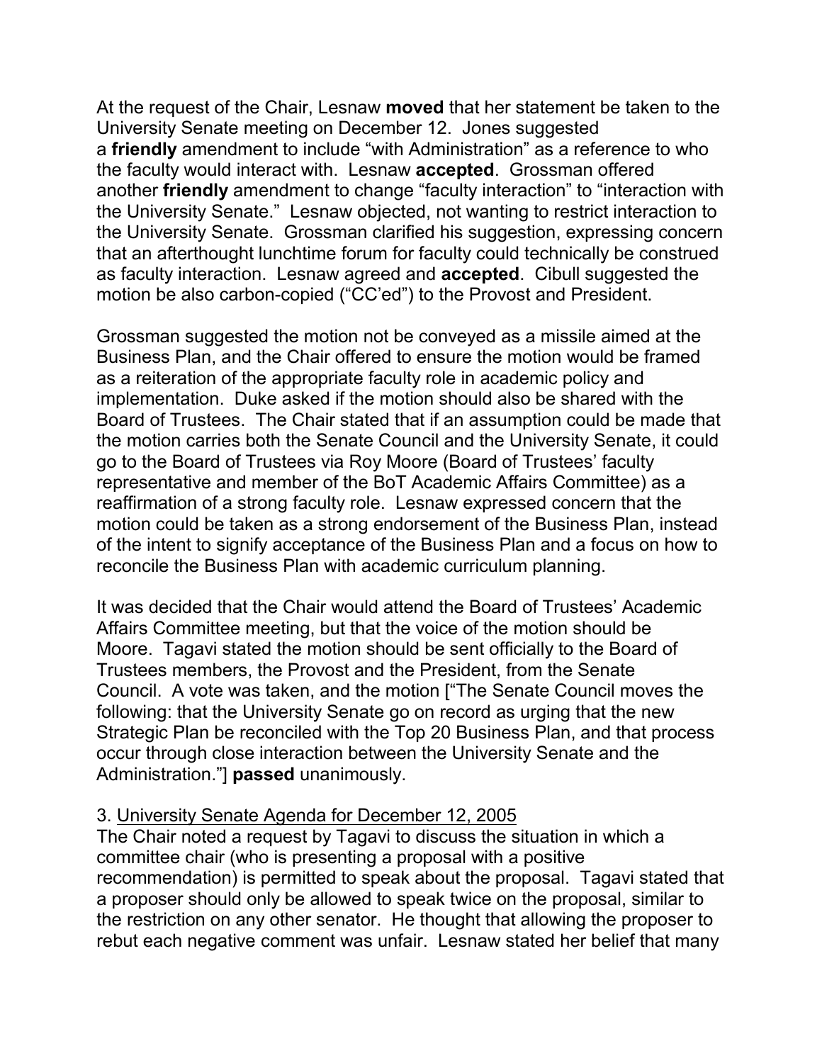At the request of the Chair, Lesnaw **moved** that her statement be taken to the University Senate meeting on December 12. Jones suggested a **friendly** amendment to include "with Administration" as a reference to who the faculty would interact with. Lesnaw **accepted**. Grossman offered another **friendly** amendment to change "faculty interaction" to "interaction with the University Senate." Lesnaw objected, not wanting to restrict interaction to the University Senate. Grossman clarified his suggestion, expressing concern that an afterthought lunchtime forum for faculty could technically be construed as faculty interaction. Lesnaw agreed and **accepted**. Cibull suggested the motion be also carbon-copied ("CC'ed") to the Provost and President.

Grossman suggested the motion not be conveyed as a missile aimed at the Business Plan, and the Chair offered to ensure the motion would be framed as a reiteration of the appropriate faculty role in academic policy and implementation. Duke asked if the motion should also be shared with the Board of Trustees. The Chair stated that if an assumption could be made that the motion carries both the Senate Council and the University Senate, it could go to the Board of Trustees via Roy Moore (Board of Trustees' faculty representative and member of the BoT Academic Affairs Committee) as a reaffirmation of a strong faculty role. Lesnaw expressed concern that the motion could be taken as a strong endorsement of the Business Plan, instead of the intent to signify acceptance of the Business Plan and a focus on how to reconcile the Business Plan with academic curriculum planning.

It was decided that the Chair would attend the Board of Trustees' Academic Affairs Committee meeting, but that the voice of the motion should be Moore. Tagavi stated the motion should be sent officially to the Board of Trustees members, the Provost and the President, from the Senate Council. A vote was taken, and the motion ["The Senate Council moves the following: that the University Senate go on record as urging that the new Strategic Plan be reconciled with the Top 20 Business Plan, and that process occur through close interaction between the University Senate and the Administration."] **passed** unanimously.

3. University Senate Agenda for December 12, 2005

The Chair noted a request by Tagavi to discuss the situation in which a committee chair (who is presenting a proposal with a positive recommendation) is permitted to speak about the proposal. Tagavi stated that a proposer should only be allowed to speak twice on the proposal, similar to the restriction on any other senator. He thought that allowing the proposer to rebut each negative comment was unfair. Lesnaw stated her belief that many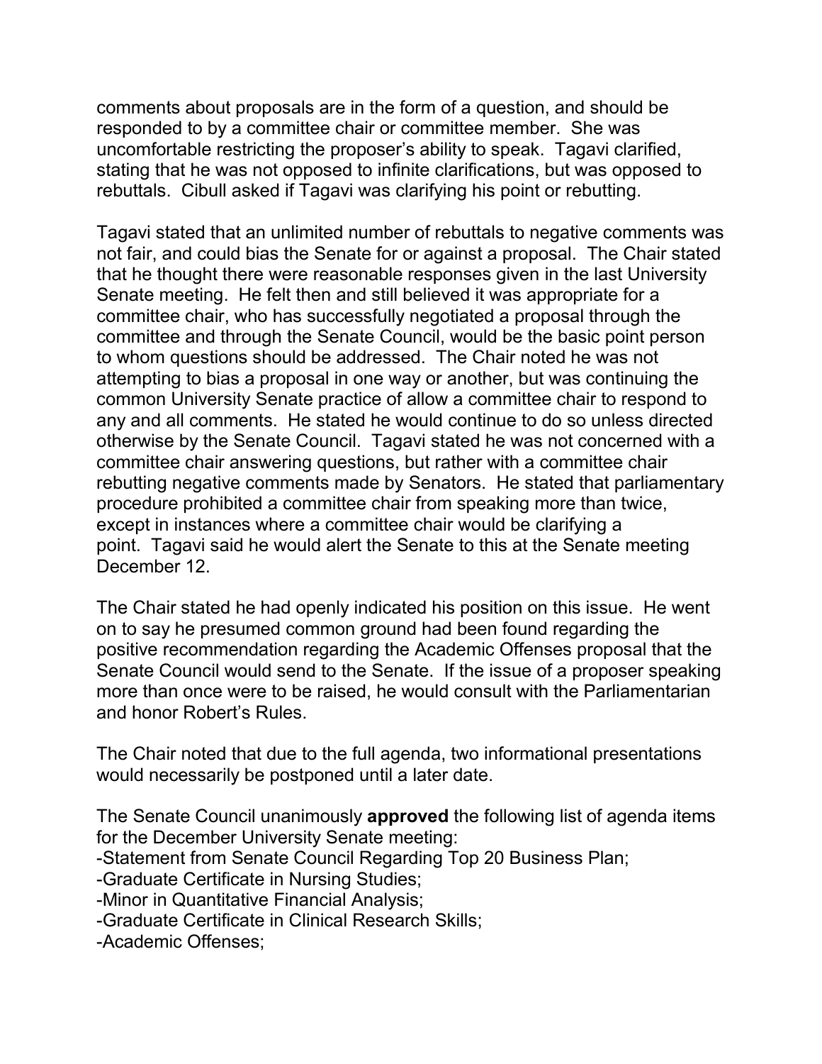comments about proposals are in the form of a question, and should be responded to by a committee chair or committee member. She was uncomfortable restricting the proposer's ability to speak. Tagavi clarified, stating that he was not opposed to infinite clarifications, but was opposed to rebuttals. Cibull asked if Tagavi was clarifying his point or rebutting.

Tagavi stated that an unlimited number of rebuttals to negative comments was not fair, and could bias the Senate for or against a proposal. The Chair stated that he thought there were reasonable responses given in the last University Senate meeting. He felt then and still believed it was appropriate for a committee chair, who has successfully negotiated a proposal through the committee and through the Senate Council, would be the basic point person to whom questions should be addressed. The Chair noted he was not attempting to bias a proposal in one way or another, but was continuing the common University Senate practice of allow a committee chair to respond to any and all comments. He stated he would continue to do so unless directed otherwise by the Senate Council. Tagavi stated he was not concerned with a committee chair answering questions, but rather with a committee chair rebutting negative comments made by Senators. He stated that parliamentary procedure prohibited a committee chair from speaking more than twice, except in instances where a committee chair would be clarifying a point. Tagavi said he would alert the Senate to this at the Senate meeting December 12.

The Chair stated he had openly indicated his position on this issue. He went on to say he presumed common ground had been found regarding the positive recommendation regarding the Academic Offenses proposal that the Senate Council would send to the Senate. If the issue of a proposer speaking more than once were to be raised, he would consult with the Parliamentarian and honor Robert's Rules.

The Chair noted that due to the full agenda, two informational presentations would necessarily be postponed until a later date.

The Senate Council unanimously **approved** the following list of agenda items for the December University Senate meeting:
-Statement from Senate Council Regarding Top 20 Business Plan;
-Graduate Certificate in Nursing Studies;
-Minor in Quantitative Financial Analysis;
-Graduate Certificate in Clinical Research Skills;
-Academic Offenses;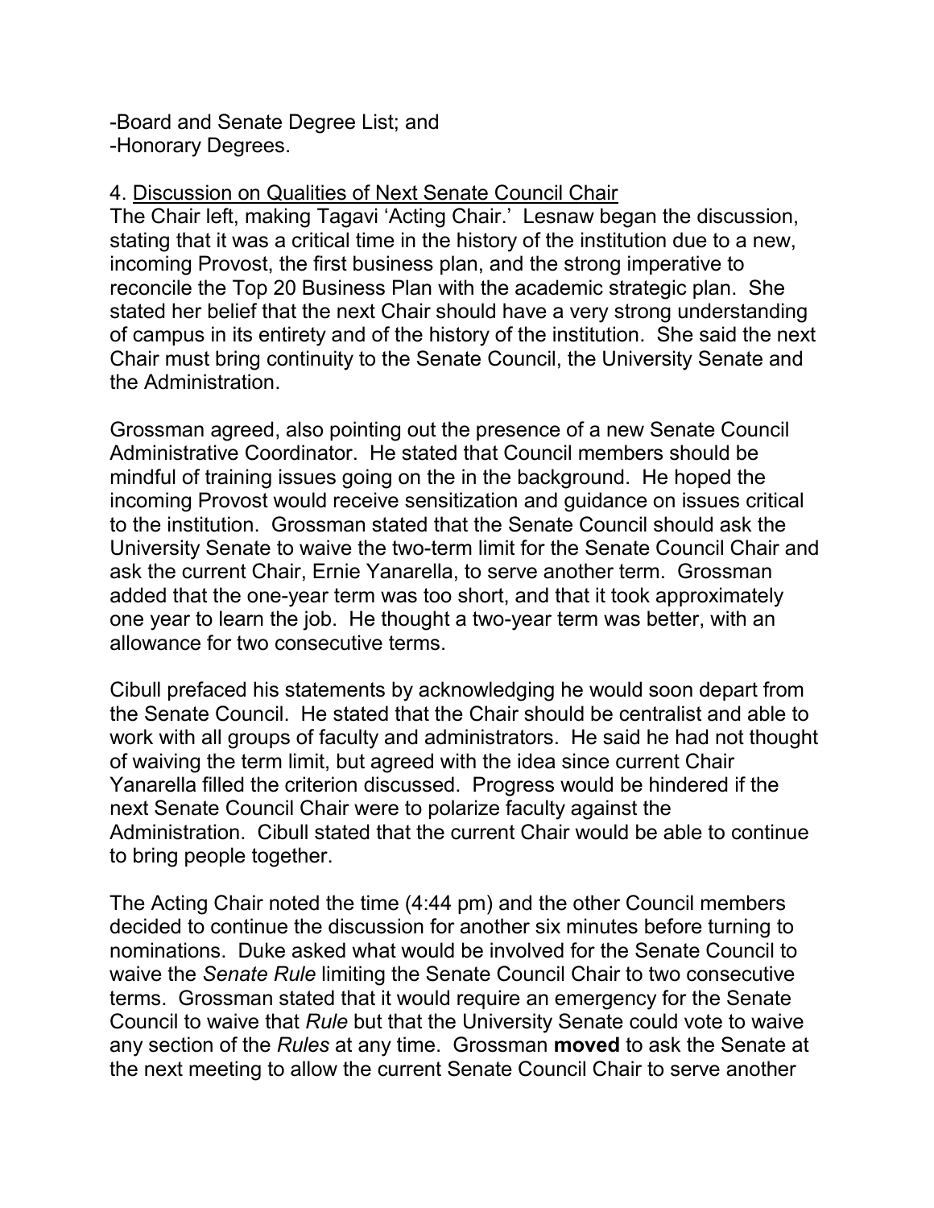-Board and Senate Degree List; and
-Honorary Degrees.

4. <u>Discussion on Qualities of Next Senate Council Chair</u>
The Chair left, making Tagavi 'Acting Chair.' Lesnaw began the discussion, stating that it was a critical time in the history of the institution due to a new, incoming Provost, the first business plan, and the strong imperative to reconcile the Top 20 Business Plan with the academic strategic plan. She stated her belief that the next Chair should have a very strong understanding of campus in its entirety and of the history of the institution. She said the next Chair must bring continuity to the Senate Council, the University Senate and the Administration.

Grossman agreed, also pointing out the presence of a new Senate Council Administrative Coordinator. He stated that Council members should be mindful of training issues going on the in the background. He hoped the incoming Provost would receive sensitization and guidance on issues critical to the institution. Grossman stated that the Senate Council should ask the University Senate to waive the two-term limit for the Senate Council Chair and ask the current Chair, Ernie Yanarella, to serve another term. Grossman added that the one-year term was too short, and that it took approximately one year to learn the job. He thought a two-year term was better, with an allowance for two consecutive terms.

Cibull prefaced his statements by acknowledging he would soon depart from the Senate Council. He stated that the Chair should be centralist and able to work with all groups of faculty and administrators. He said he had not thought of waiving the term limit, but agreed with the idea since current Chair Yanarella filled the criterion discussed. Progress would be hindered if the next Senate Council Chair were to polarize faculty against the Administration. Cibull stated that the current Chair would be able to continue to bring people together.

The Acting Chair noted the time (4:44 pm) and the other Council members decided to continue the discussion for another six minutes before turning to nominations. Duke asked what would be involved for the Senate Council to waive the *Senate Rule* limiting the Senate Council Chair to two consecutive terms. Grossman stated that it would require an emergency for the Senate Council to waive that *Rule* but that the University Senate could vote to waive any section of the *Rules* at any time. Grossman **moved** to ask the Senate at the next meeting to allow the current Senate Council Chair to serve another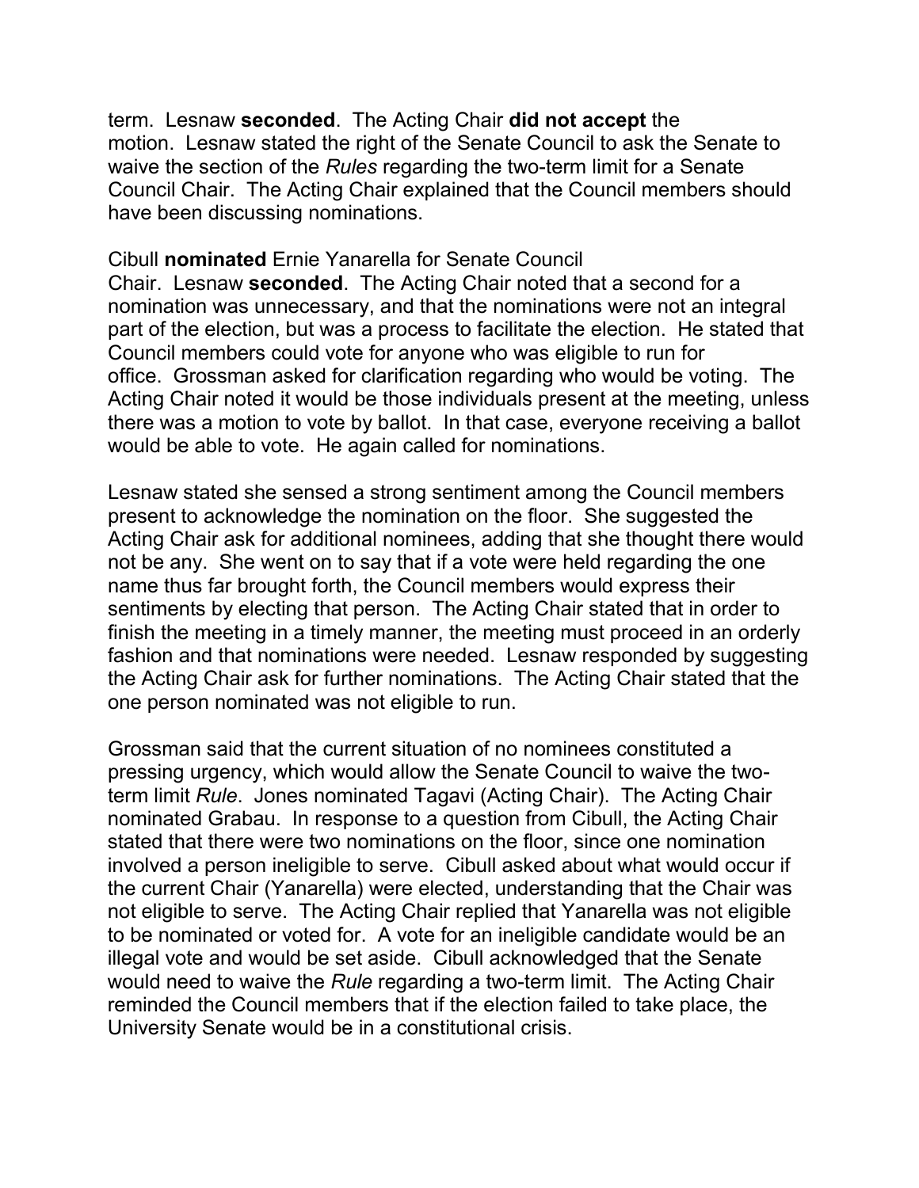term. Lesnaw **seconded**. The Acting Chair **did not accept** the motion. Lesnaw stated the right of the Senate Council to ask the Senate to waive the section of the *Rules* regarding the two-term limit for a Senate Council Chair. The Acting Chair explained that the Council members should have been discussing nominations.

Cibull **nominated** Ernie Yanarella for Senate Council Chair. Lesnaw **seconded**. The Acting Chair noted that a second for a nomination was unnecessary, and that the nominations were not an integral part of the election, but was a process to facilitate the election. He stated that Council members could vote for anyone who was eligible to run for office. Grossman asked for clarification regarding who would be voting. The Acting Chair noted it would be those individuals present at the meeting, unless there was a motion to vote by ballot. In that case, everyone receiving a ballot would be able to vote. He again called for nominations.

Lesnaw stated she sensed a strong sentiment among the Council members present to acknowledge the nomination on the floor. She suggested the Acting Chair ask for additional nominees, adding that she thought there would not be any. She went on to say that if a vote were held regarding the one name thus far brought forth, the Council members would express their sentiments by electing that person. The Acting Chair stated that in order to finish the meeting in a timely manner, the meeting must proceed in an orderly fashion and that nominations were needed. Lesnaw responded by suggesting the Acting Chair ask for further nominations. The Acting Chair stated that the one person nominated was not eligible to run.

Grossman said that the current situation of no nominees constituted a pressing urgency, which would allow the Senate Council to waive the two-term limit *Rule*. Jones nominated Tagavi (Acting Chair). The Acting Chair nominated Grabau. In response to a question from Cibull, the Acting Chair stated that there were two nominations on the floor, since one nomination involved a person ineligible to serve. Cibull asked about what would occur if the current Chair (Yanarella) were elected, understanding that the Chair was not eligible to serve. The Acting Chair replied that Yanarella was not eligible to be nominated or voted for. A vote for an ineligible candidate would be an illegal vote and would be set aside. Cibull acknowledged that the Senate would need to waive the *Rule* regarding a two-term limit. The Acting Chair reminded the Council members that if the election failed to take place, the University Senate would be in a constitutional crisis.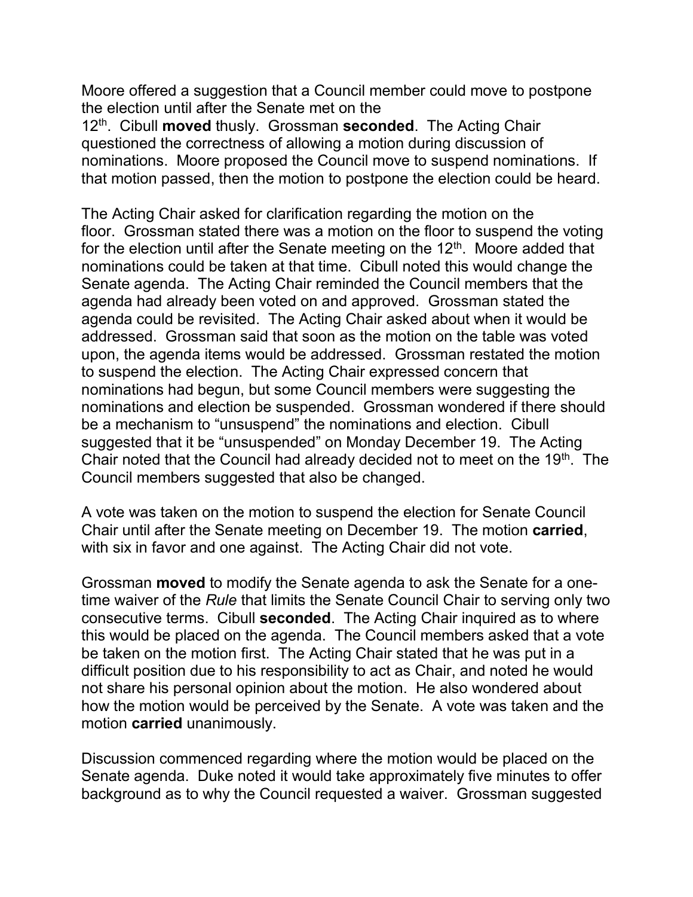Moore offered a suggestion that a Council member could move to postpone the election until after the Senate met on the 12th. Cibull **moved** thusly. Grossman **seconded**. The Acting Chair questioned the correctness of allowing a motion during discussion of nominations. Moore proposed the Council move to suspend nominations. If that motion passed, then the motion to postpone the election could be heard.

The Acting Chair asked for clarification regarding the motion on the floor. Grossman stated there was a motion on the floor to suspend the voting for the election until after the Senate meeting on the 12th. Moore added that nominations could be taken at that time. Cibull noted this would change the Senate agenda. The Acting Chair reminded the Council members that the agenda had already been voted on and approved. Grossman stated the agenda could be revisited. The Acting Chair asked about when it would be addressed. Grossman said that soon as the motion on the table was voted upon, the agenda items would be addressed. Grossman restated the motion to suspend the election. The Acting Chair expressed concern that nominations had begun, but some Council members were suggesting the nominations and election be suspended. Grossman wondered if there should be a mechanism to "unsuspend" the nominations and election. Cibull suggested that it be "unsuspended" on Monday December 19. The Acting Chair noted that the Council had already decided not to meet on the 19th. The Council members suggested that also be changed.

A vote was taken on the motion to suspend the election for Senate Council Chair until after the Senate meeting on December 19. The motion **carried**, with six in favor and one against. The Acting Chair did not vote.

Grossman **moved** to modify the Senate agenda to ask the Senate for a one-time waiver of the *Rule* that limits the Senate Council Chair to serving only two consecutive terms. Cibull **seconded**. The Acting Chair inquired as to where this would be placed on the agenda. The Council members asked that a vote be taken on the motion first. The Acting Chair stated that he was put in a difficult position due to his responsibility to act as Chair, and noted he would not share his personal opinion about the motion. He also wondered about how the motion would be perceived by the Senate. A vote was taken and the motion **carried** unanimously.

Discussion commenced regarding where the motion would be placed on the Senate agenda. Duke noted it would take approximately five minutes to offer background as to why the Council requested a waiver. Grossman suggested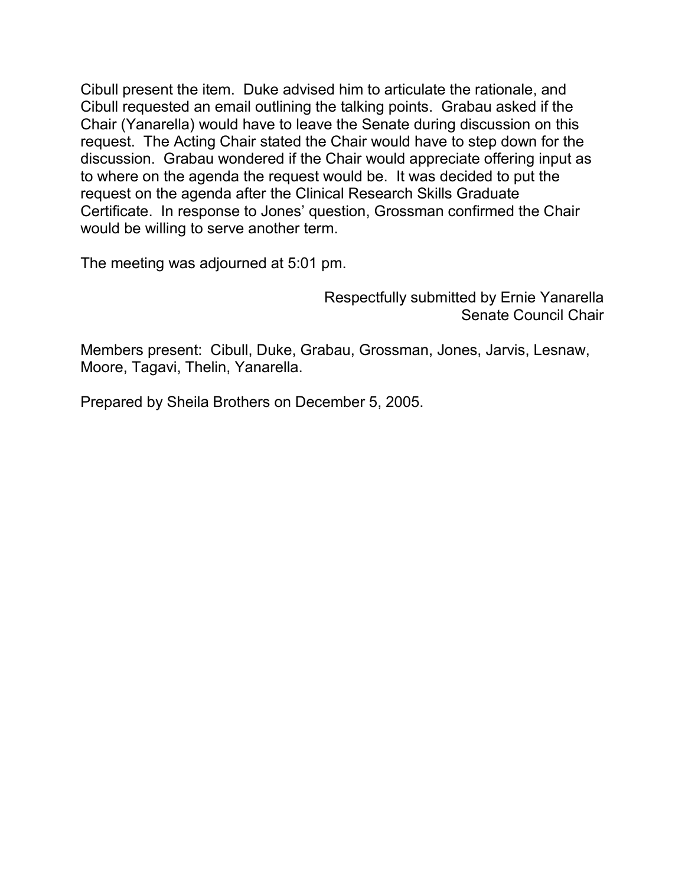Cibull present the item. Duke advised him to articulate the rationale, and Cibull requested an email outlining the talking points. Grabau asked if the Chair (Yanarella) would have to leave the Senate during discussion on this request. The Acting Chair stated the Chair would have to step down for the discussion. Grabau wondered if the Chair would appreciate offering input as to where on the agenda the request would be. It was decided to put the request on the agenda after the Clinical Research Skills Graduate Certificate. In response to Jones' question, Grossman confirmed the Chair would be willing to serve another term.

The meeting was adjourned at 5:01 pm.

Respectfully submitted by Ernie Yanarella
Senate Council Chair

Members present: Cibull, Duke, Grabau, Grossman, Jones, Jarvis, Lesnaw, Moore, Tagavi, Thelin, Yanarella.

Prepared by Sheila Brothers on December 5, 2005.